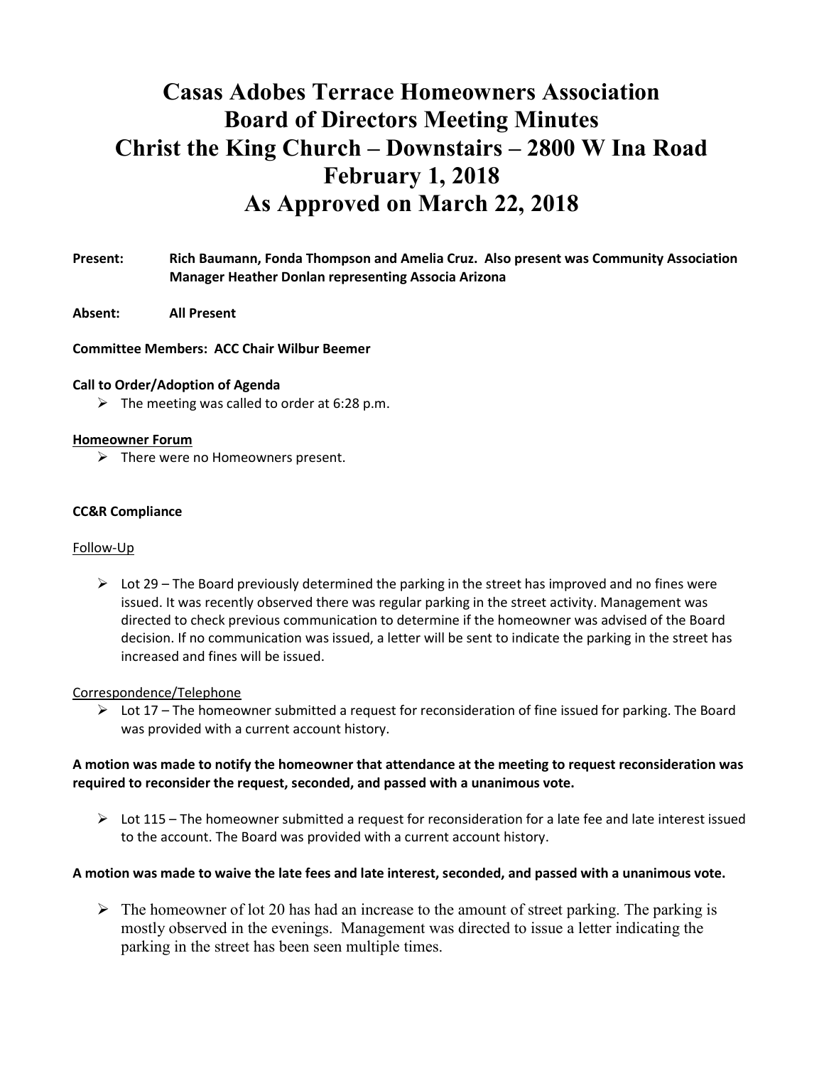# Casas Adobes Terrace Homeowners Association
# Board of Directors Meeting Minutes
# Christ the King Church – Downstairs – 2800 W Ina Road
# February 1, 2018
# As Approved on March 22, 2018

**Present:** **Rich Baumann, Fonda Thompson and Amelia Cruz. Also present was Community Association Manager Heather Donlan representing Associa Arizona**

**Absent:** **All Present**

**Committee Members: ACC Chair Wilbur Beemer**

**Call to Order/Adoption of Agenda**

- The meeting was called to order at 6:28 p.m.

**Homeowner Forum**

- There were no Homeowners present.

**CC&R Compliance**

Follow-Up

- Lot 29 – The Board previously determined the parking in the street has improved and no fines were issued. It was recently observed there was regular parking in the street activity. Management was directed to check previous communication to determine if the homeowner was advised of the Board decision. If no communication was issued, a letter will be sent to indicate the parking in the street has increased and fines will be issued.

Correspondence/Telephone

- Lot 17 – The homeowner submitted a request for reconsideration of fine issued for parking. The Board was provided with a current account history.

**A motion was made to notify the homeowner that attendance at the meeting to request reconsideration was required to reconsider the request, seconded, and passed with a unanimous vote.**

- Lot 115 – The homeowner submitted a request for reconsideration for a late fee and late interest issued to the account. The Board was provided with a current account history.

**A motion was made to waive the late fees and late interest, seconded, and passed with a unanimous vote.**

- The homeowner of lot 20 has had an increase to the amount of street parking. The parking is mostly observed in the evenings. Management was directed to issue a letter indicating the parking in the street has been seen multiple times.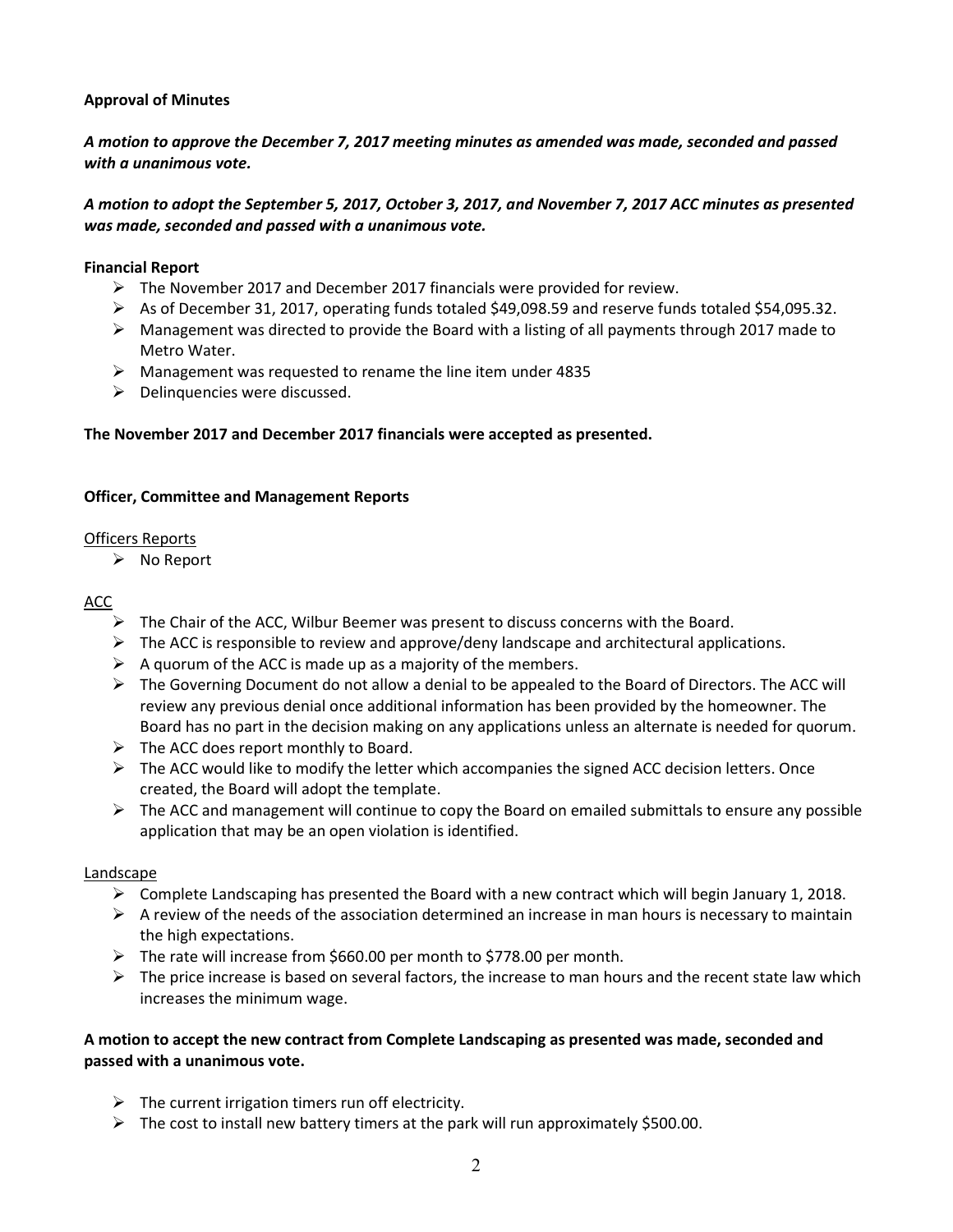**Approval of Minutes**

***A motion to approve the December 7, 2017 meeting minutes as amended was made, seconded and passed with a unanimous vote.***

***A motion to adopt the September 5, 2017, October 3, 2017, and November 7, 2017 ACC minutes as presented was made, seconded and passed with a unanimous vote.***

**Financial Report**

- The November 2017 and December 2017 financials were provided for review.
- As of December 31, 2017, operating funds totaled $49,098.59 and reserve funds totaled $54,095.32.
- Management was directed to provide the Board with a listing of all payments through 2017 made to Metro Water.
- Management was requested to rename the line item under 4835
- Delinquencies were discussed.

**The November 2017 and December 2017 financials were accepted as presented.**

**Officer, Committee and Management Reports**

<u>Officers Reports</u>

- No Report

<u>ACC</u>

- The Chair of the ACC, Wilbur Beemer was present to discuss concerns with the Board.
- The ACC is responsible to review and approve/deny landscape and architectural applications.
- A quorum of the ACC is made up as a majority of the members.
- The Governing Document do not allow a denial to be appealed to the Board of Directors. The ACC will review any previous denial once additional information has been provided by the homeowner. The Board has no part in the decision making on any applications unless an alternate is needed for quorum.
- The ACC does report monthly to Board.
- The ACC would like to modify the letter which accompanies the signed ACC decision letters. Once created, the Board will adopt the template.
- The ACC and management will continue to copy the Board on emailed submittals to ensure any possible application that may be an open violation is identified.

<u>Landscape</u>

- Complete Landscaping has presented the Board with a new contract which will begin January 1, 2018.
- A review of the needs of the association determined an increase in man hours is necessary to maintain the high expectations.
- The rate will increase from $660.00 per month to $778.00 per month.
- The price increase is based on several factors, the increase to man hours and the recent state law which increases the minimum wage.

**A motion to accept the new contract from Complete Landscaping as presented was made, seconded and passed with a unanimous vote.**

- The current irrigation timers run off electricity.
- The cost to install new battery timers at the park will run approximately $500.00.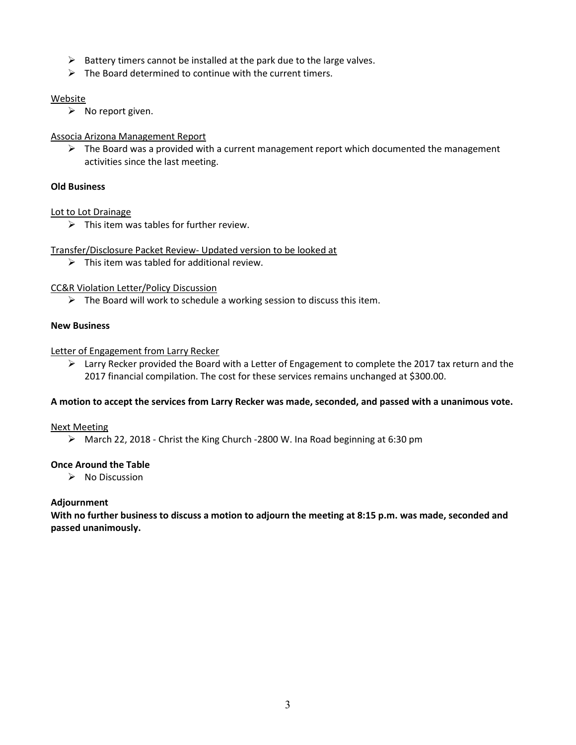- Battery timers cannot be installed at the park due to the large valves.
- The Board determined to continue with the current timers.

Website

- No report given.

Associa Arizona Management Report

- The Board was a provided with a current management report which documented the management activities since the last meeting.

**Old Business**

Lot to Lot Drainage

- This item was tables for further review.

Transfer/Disclosure Packet Review- Updated version to be looked at

- This item was tabled for additional review.

CC&R Violation Letter/Policy Discussion

- The Board will work to schedule a working session to discuss this item.

**New Business**

Letter of Engagement from Larry Recker

- Larry Recker provided the Board with a Letter of Engagement to complete the 2017 tax return and the 2017 financial compilation. The cost for these services remains unchanged at $300.00.

**A motion to accept the services from Larry Recker was made, seconded, and passed with a unanimous vote.**

Next Meeting

- March 22, 2018 - Christ the King Church -2800 W. Ina Road beginning at 6:30 pm

**Once Around the Table**

- No Discussion

**Adjournment**

**With no further business to discuss a motion to adjourn the meeting at 8:15 p.m. was made, seconded and passed unanimously.**